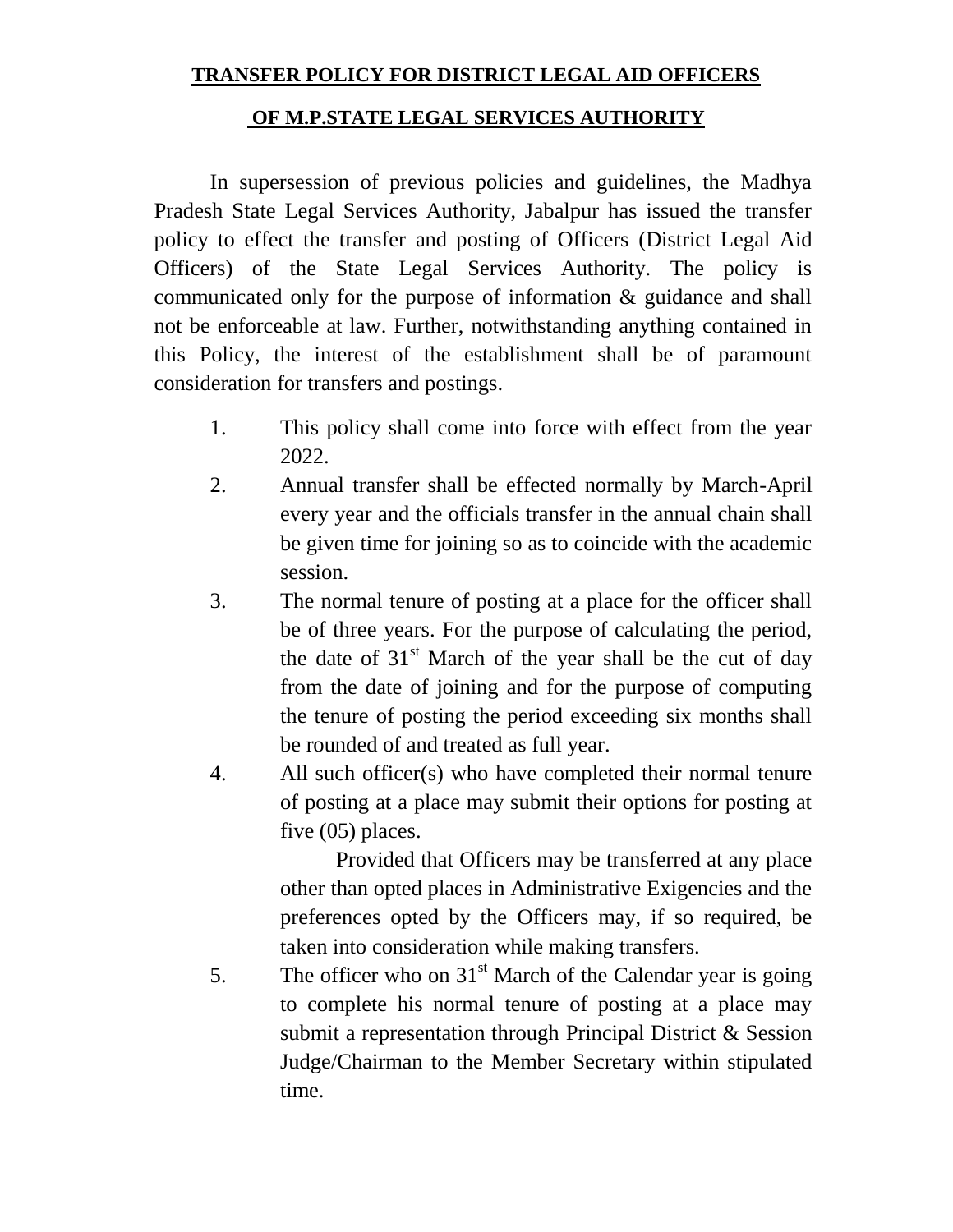# TRANSFER POLICY FOR DISTRICT LEGAL AID OFFICERS

## OF M.P.STATE LEGAL SERVICES AUTHORITY

In supersession of previous policies and guidelines, the Madhya Pradesh State Legal Services Authority, Jabalpur has issued the transfer policy to effect the transfer and posting of Officers (District Legal Aid Officers) of the State Legal Services Authority. The policy is communicated only for the purpose of information & guidance and shall not be enforceable at law. Further, notwithstanding anything contained in this Policy, the interest of the establishment shall be of paramount consideration for transfers and postings.

1. This policy shall come into force with effect from the year 2022.
2. Annual transfer shall be effected normally by March-April every year and the officials transfer in the annual chain shall be given time for joining so as to coincide with the academic session.
3. The normal tenure of posting at a place for the officer shall be of three years. For the purpose of calculating the period, the date of 31st March of the year shall be the cut of day from the date of joining and for the purpose of computing the tenure of posting the period exceeding six months shall be rounded of and treated as full year.
4. All such officer(s) who have completed their normal tenure of posting at a place may submit their options for posting at five (05) places.

   Provided that Officers may be transferred at any place other than opted places in Administrative Exigencies and the preferences opted by the Officers may, if so required, be taken into consideration while making transfers.
5. The officer who on 31st March of the Calendar year is going to complete his normal tenure of posting at a place may submit a representation through Principal District & Session Judge/Chairman to the Member Secretary within stipulated time.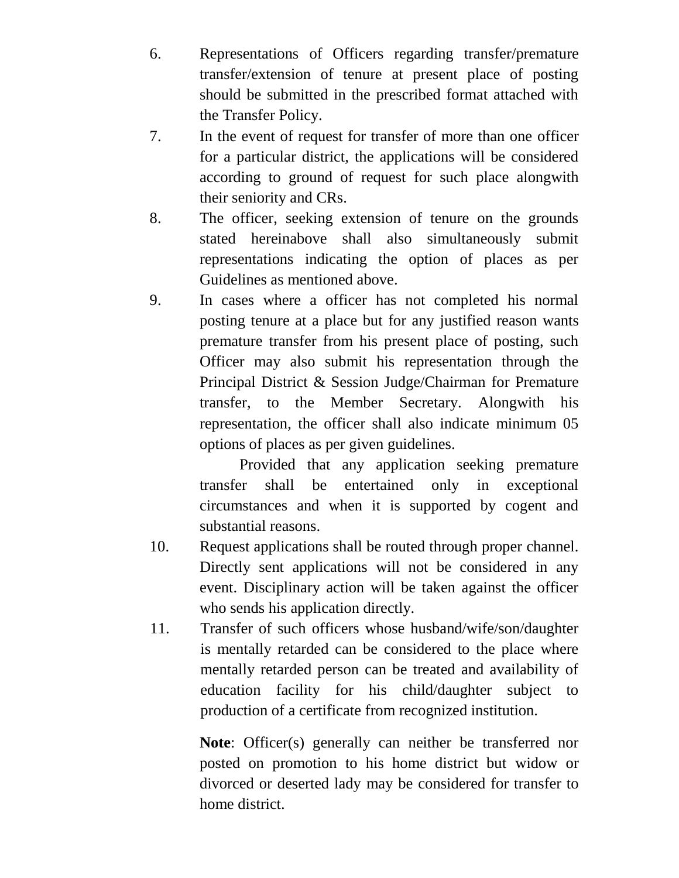6. Representations of Officers regarding transfer/premature transfer/extension of tenure at present place of posting should be submitted in the prescribed format attached with the Transfer Policy.

7. In the event of request for transfer of more than one officer for a particular district, the applications will be considered according to ground of request for such place alongwith their seniority and CRs.

8. The officer, seeking extension of tenure on the grounds stated hereinabove shall also simultaneously submit representations indicating the option of places as per Guidelines as mentioned above.

9. In cases where a officer has not completed his normal posting tenure at a place but for any justified reason wants premature transfer from his present place of posting, such Officer may also submit his representation through the Principal District & Session Judge/Chairman for Premature transfer, to the Member Secretary. Alongwith his representation, the officer shall also indicate minimum 05 options of places as per given guidelines.

   Provided that any application seeking premature transfer shall be entertained only in exceptional circumstances and when it is supported by cogent and substantial reasons.

10. Request applications shall be routed through proper channel. Directly sent applications will not be considered in any event. Disciplinary action will be taken against the officer who sends his application directly.

11. Transfer of such officers whose husband/wife/son/daughter is mentally retarded can be considered to the place where mentally retarded person can be treated and availability of education facility for his child/daughter subject to production of a certificate from recognized institution.

   **Note**: Officer(s) generally can neither be transferred nor posted on promotion to his home district but widow or divorced or deserted lady may be considered for transfer to home district.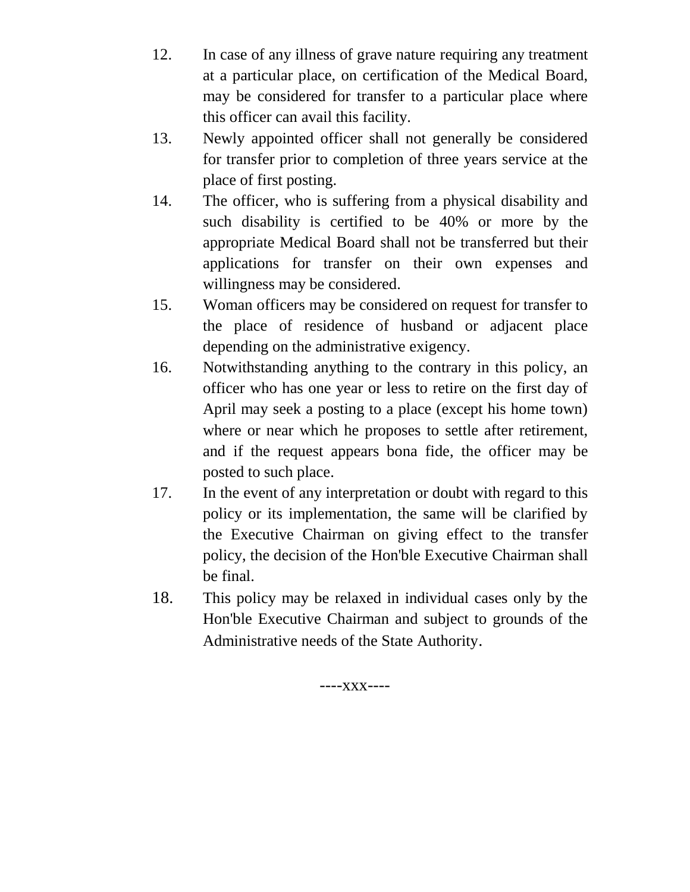12. In case of any illness of grave nature requiring any treatment at a particular place, on certification of the Medical Board, may be considered for transfer to a particular place where this officer can avail this facility.
13. Newly appointed officer shall not generally be considered for transfer prior to completion of three years service at the place of first posting.
14. The officer, who is suffering from a physical disability and such disability is certified to be 40% or more by the appropriate Medical Board shall not be transferred but their applications for transfer on their own expenses and willingness may be considered.
15. Woman officers may be considered on request for transfer to the place of residence of husband or adjacent place depending on the administrative exigency.
16. Notwithstanding anything to the contrary in this policy, an officer who has one year or less to retire on the first day of April may seek a posting to a place (except his home town) where or near which he proposes to settle after retirement, and if the request appears bona fide, the officer may be posted to such place.
17. In the event of any interpretation or doubt with regard to this policy or its implementation, the same will be clarified by the Executive Chairman on giving effect to the transfer policy, the decision of the Hon'ble Executive Chairman shall be final.
18. This policy may be relaxed in individual cases only by the Hon'ble Executive Chairman and subject to grounds of the Administrative needs of the State Authority.

----xxx----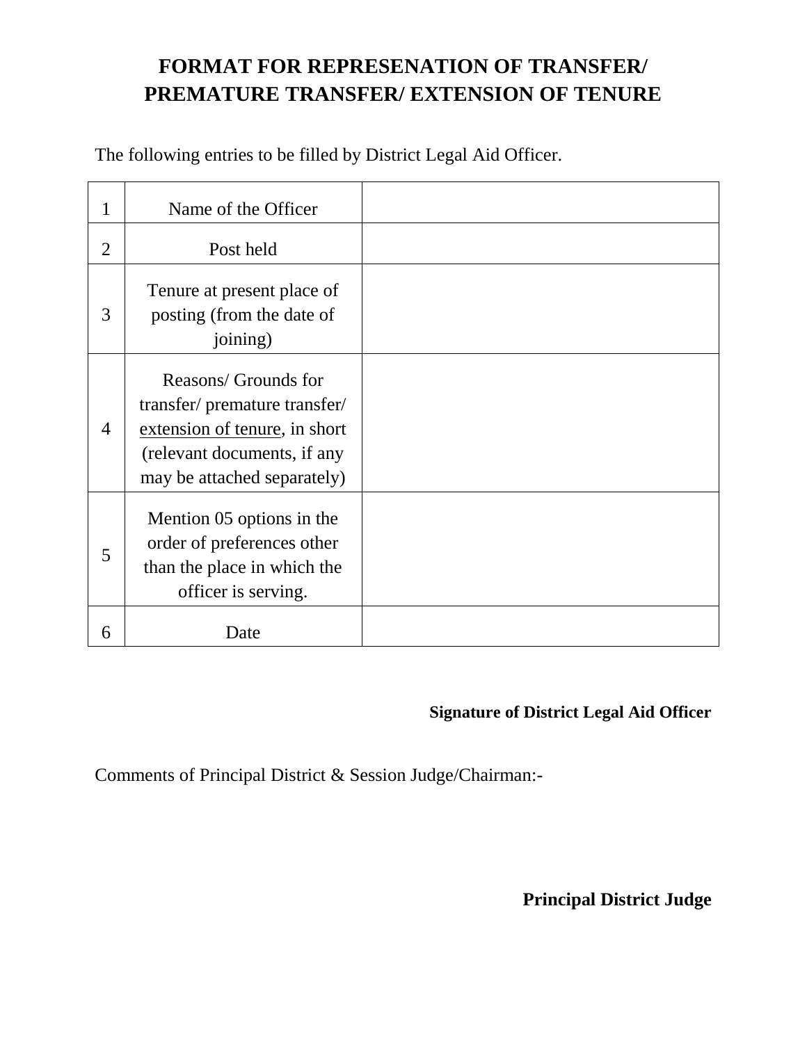# FORMAT FOR REPRESENATION OF TRANSFER/ PREMATURE TRANSFER/ EXTENSION OF TENURE

The following entries to be filled by District Legal Aid Officer.

| | | |
|---|---|---|
| 1 | Name of the Officer | |
| 2 | Post held | |
| 3 | Tenure at present place of posting (from the date of joining) | |
| 4 | Reasons/ Grounds for transfer/ premature transfer/ extension of tenure, in short (relevant documents, if any may be attached separately) | |
| 5 | Mention 05 options in the order of preferences other than the place in which the officer is serving. | |
| 6 | Date | |

**Signature of District Legal Aid Officer**

Comments of Principal District & Session Judge/Chairman:-

**Principal District Judge**